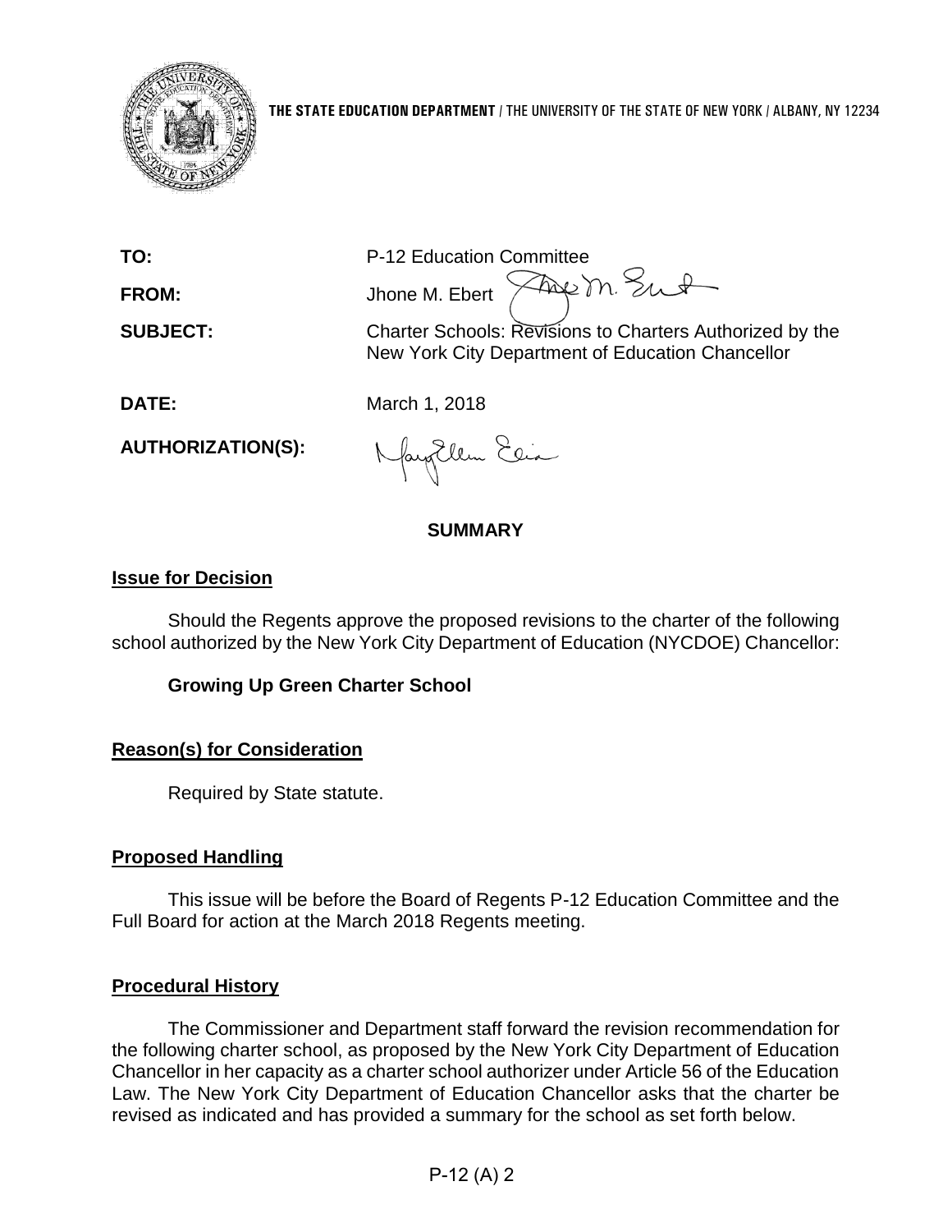**THE STATE EDUCATION DEPARTMENT** / THE UNIVERSITY OF THE STATE OF NEW YORK / ALBANY, NY 12234

**TO:** P-12 Education Committee

**FROM:** Jhone M. Ebert

**SUBJECT:** Charter Schools: Revisions to Charters Authorized by the New York City Department of Education Chancellor

**DATE:** March 1, 2018

**AUTHORIZATION(S):**

## SUMMARY

### Issue for Decision

Should the Regents approve the proposed revisions to the charter of the following school authorized by the New York City Department of Education (NYCDOE) Chancellor:

**Growing Up Green Charter School**

### Reason(s) for Consideration

Required by State statute.

### Proposed Handling

This issue will be before the Board of Regents P-12 Education Committee and the Full Board for action at the March 2018 Regents meeting.

### Procedural History

The Commissioner and Department staff forward the revision recommendation for the following charter school, as proposed by the New York City Department of Education Chancellor in her capacity as a charter school authorizer under Article 56 of the Education Law. The New York City Department of Education Chancellor asks that the charter be revised as indicated and has provided a summary for the school as set forth below.

P-12 (A) 2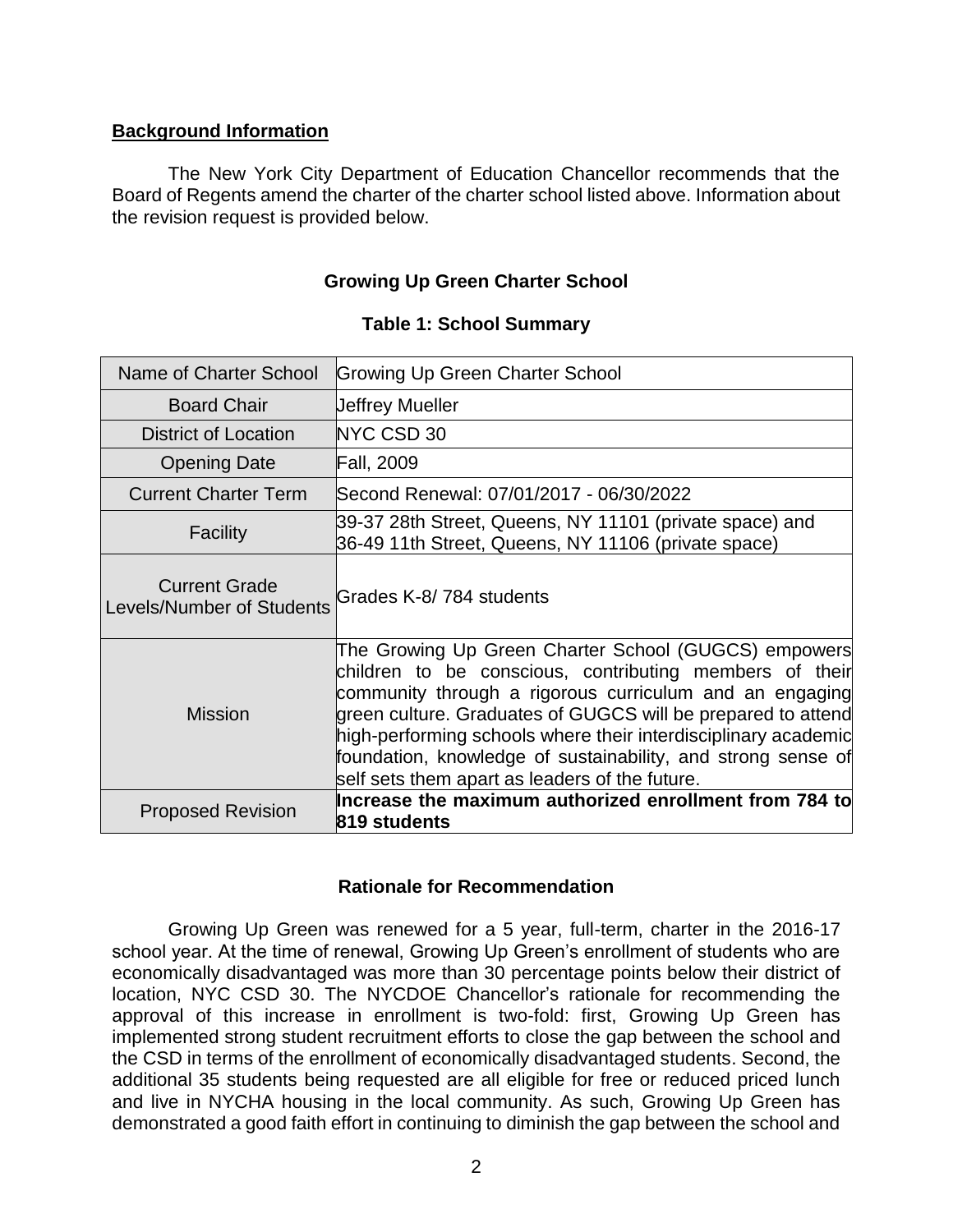## Background Information

The New York City Department of Education Chancellor recommends that the Board of Regents amend the charter of the charter school listed above. Information about the revision request is provided below.

### Growing Up Green Charter School

**Table 1: School Summary**

| | |
|---|---|
| Name of Charter School | Growing Up Green Charter School |
| Board Chair | Jeffrey Mueller |
| District of Location | NYC CSD 30 |
| Opening Date | Fall, 2009 |
| Current Charter Term | Second Renewal: 07/01/2017 - 06/30/2022 |
| Facility | 39-37 28th Street, Queens, NY 11101 (private space) and 36-49 11th Street, Queens, NY 11106 (private space) |
| Current Grade Levels/Number of Students | Grades K-8/ 784 students |
| Mission | The Growing Up Green Charter School (GUGCS) empowers children to be conscious, contributing members of their community through a rigorous curriculum and an engaging green culture. Graduates of GUGCS will be prepared to attend high-performing schools where their interdisciplinary academic foundation, knowledge of sustainability, and strong sense of self sets them apart as leaders of the future. |
| Proposed Revision | **Increase the maximum authorized enrollment from 784 to 819 students** |

### Rationale for Recommendation

Growing Up Green was renewed for a 5 year, full-term, charter in the 2016-17 school year. At the time of renewal, Growing Up Green's enrollment of students who are economically disadvantaged was more than 30 percentage points below their district of location, NYC CSD 30. The NYCDOE Chancellor's rationale for recommending the approval of this increase in enrollment is two-fold: first, Growing Up Green has implemented strong student recruitment efforts to close the gap between the school and the CSD in terms of the enrollment of economically disadvantaged students. Second, the additional 35 students being requested are all eligible for free or reduced priced lunch and live in NYCHA housing in the local community. As such, Growing Up Green has demonstrated a good faith effort in continuing to diminish the gap between the school and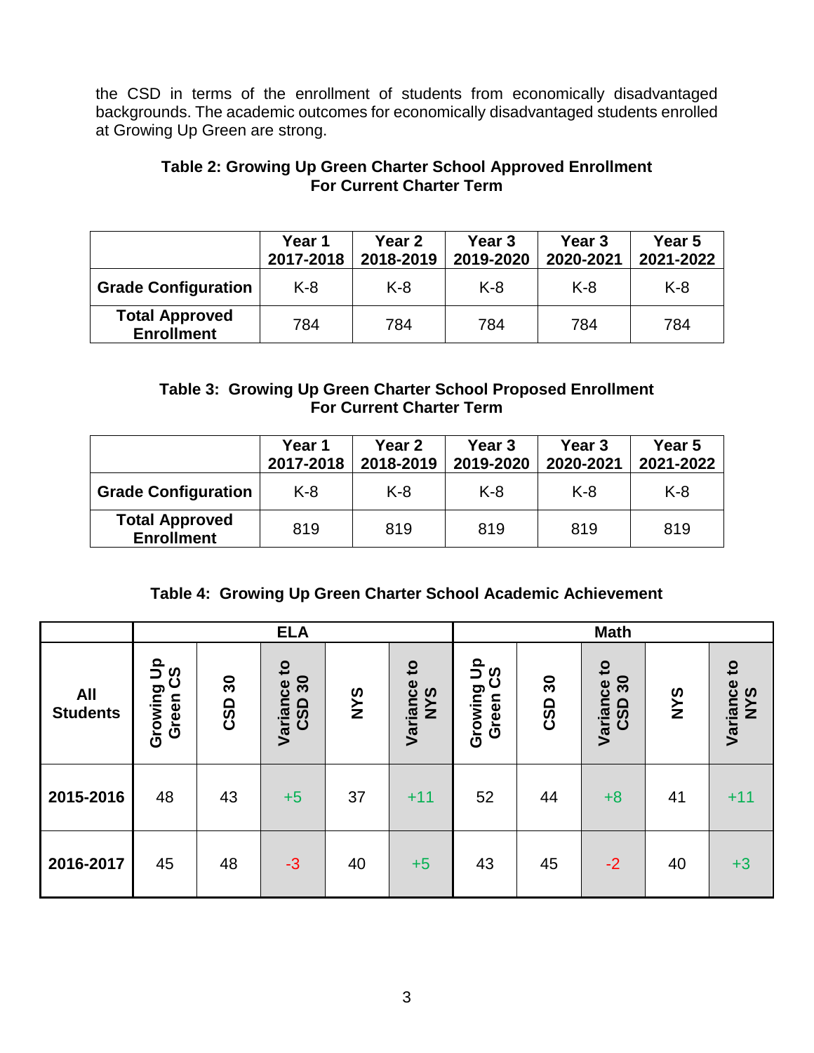the CSD in terms of the enrollment of students from economically disadvantaged backgrounds. The academic outcomes for economically disadvantaged students enrolled at Growing Up Green are strong.

**Table 2: Growing Up Green Charter School Approved Enrollment For Current Charter Term**

| | Year 1 2017-2018 | Year 2 2018-2019 | Year 3 2019-2020 | Year 3 2020-2021 | Year 5 2021-2022 |
|---|---|---|---|---|---|
| **Grade Configuration** | K-8 | K-8 | K-8 | K-8 | K-8 |
| **Total Approved Enrollment** | 784 | 784 | 784 | 784 | 784 |

**Table 3: Growing Up Green Charter School Proposed Enrollment For Current Charter Term**

| | Year 1 2017-2018 | Year 2 2018-2019 | Year 3 2019-2020 | Year 3 2020-2021 | Year 5 2021-2022 |
|---|---|---|---|---|---|
| **Grade Configuration** | K-8 | K-8 | K-8 | K-8 | K-8 |
| **Total Approved Enrollment** | 819 | 819 | 819 | 819 | 819 |

**Table 4: Growing Up Green Charter School Academic Achievement**

| | ELA | | | | | Math | | | | |
|---|---|---|---|---|---|---|---|---|---|---|
| **All Students** | **Growing Up Green CS** | **CSD 30** | **Variance to CSD 30** | **NYS** | **Variance to NYS** | **Growing Up Green CS** | **CSD 30** | **Variance to CSD 30** | **NYS** | **Variance to NYS** |
| **2015-2016** | 48 | 43 | +5 | 37 | +11 | 52 | 44 | +8 | 41 | +11 |
| **2016-2017** | 45 | 48 | -3 | 40 | +5 | 43 | 45 | -2 | 40 | +3 |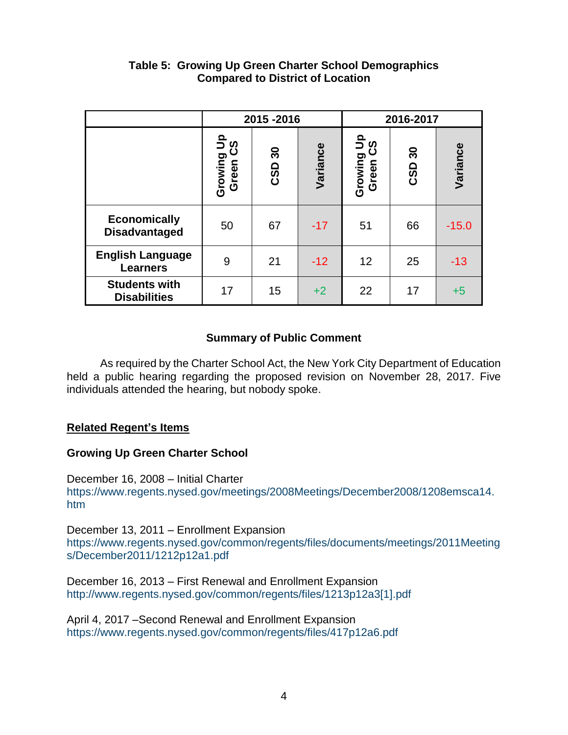**Table 5: Growing Up Green Charter School Demographics Compared to District of Location**

| | 2015 -2016 | | | 2016-2017 | | |
|---|---|---|---|---|---|---|
| | Growing Up Green CS | CSD 30 | Variance | Growing Up Green CS | CSD 30 | Variance |
| **Economically Disadvantaged** | 50 | 67 | -17 | 51 | 66 | -15.0 |
| **English Language Learners** | 9 | 21 | -12 | 12 | 25 | -13 |
| **Students with Disabilities** | 17 | 15 | +2 | 22 | 17 | +5 |

## Summary of Public Comment

As required by the Charter School Act, the New York City Department of Education held a public hearing regarding the proposed revision on November 28, 2017. Five individuals attended the hearing, but nobody spoke.

## Related Regent's Items

**Growing Up Green Charter School**

December 16, 2008 – Initial Charter
https://www.regents.nysed.gov/meetings/2008Meetings/December2008/1208emsca14.htm

December 13, 2011 – Enrollment Expansion
https://www.regents.nysed.gov/common/regents/files/documents/meetings/2011Meetings/December2011/1212p12a1.pdf

December 16, 2013 – First Renewal and Enrollment Expansion
http://www.regents.nysed.gov/common/regents/files/1213p12a3[1].pdf

April 4, 2017 –Second Renewal and Enrollment Expansion
https://www.regents.nysed.gov/common/regents/files/417p12a6.pdf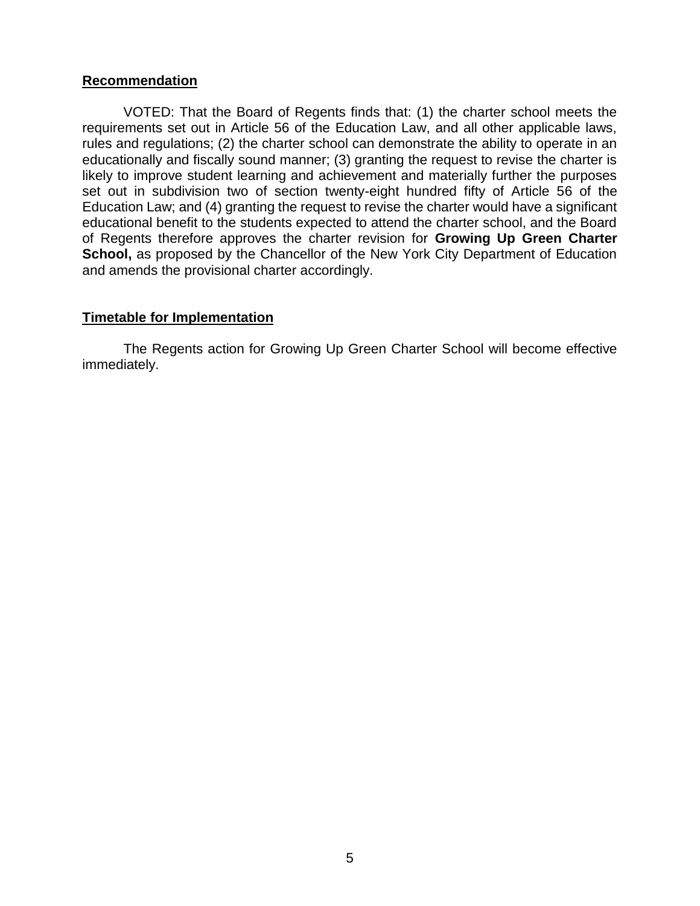## Recommendation

VOTED: That the Board of Regents finds that: (1) the charter school meets the requirements set out in Article 56 of the Education Law, and all other applicable laws, rules and regulations; (2) the charter school can demonstrate the ability to operate in an educationally and fiscally sound manner; (3) granting the request to revise the charter is likely to improve student learning and achievement and materially further the purposes set out in subdivision two of section twenty-eight hundred fifty of Article 56 of the Education Law; and (4) granting the request to revise the charter would have a significant educational benefit to the students expected to attend the charter school, and the Board of Regents therefore approves the charter revision for **Growing Up Green Charter School,** as proposed by the Chancellor of the New York City Department of Education and amends the provisional charter accordingly.

## Timetable for Implementation

The Regents action for Growing Up Green Charter School will become effective immediately.